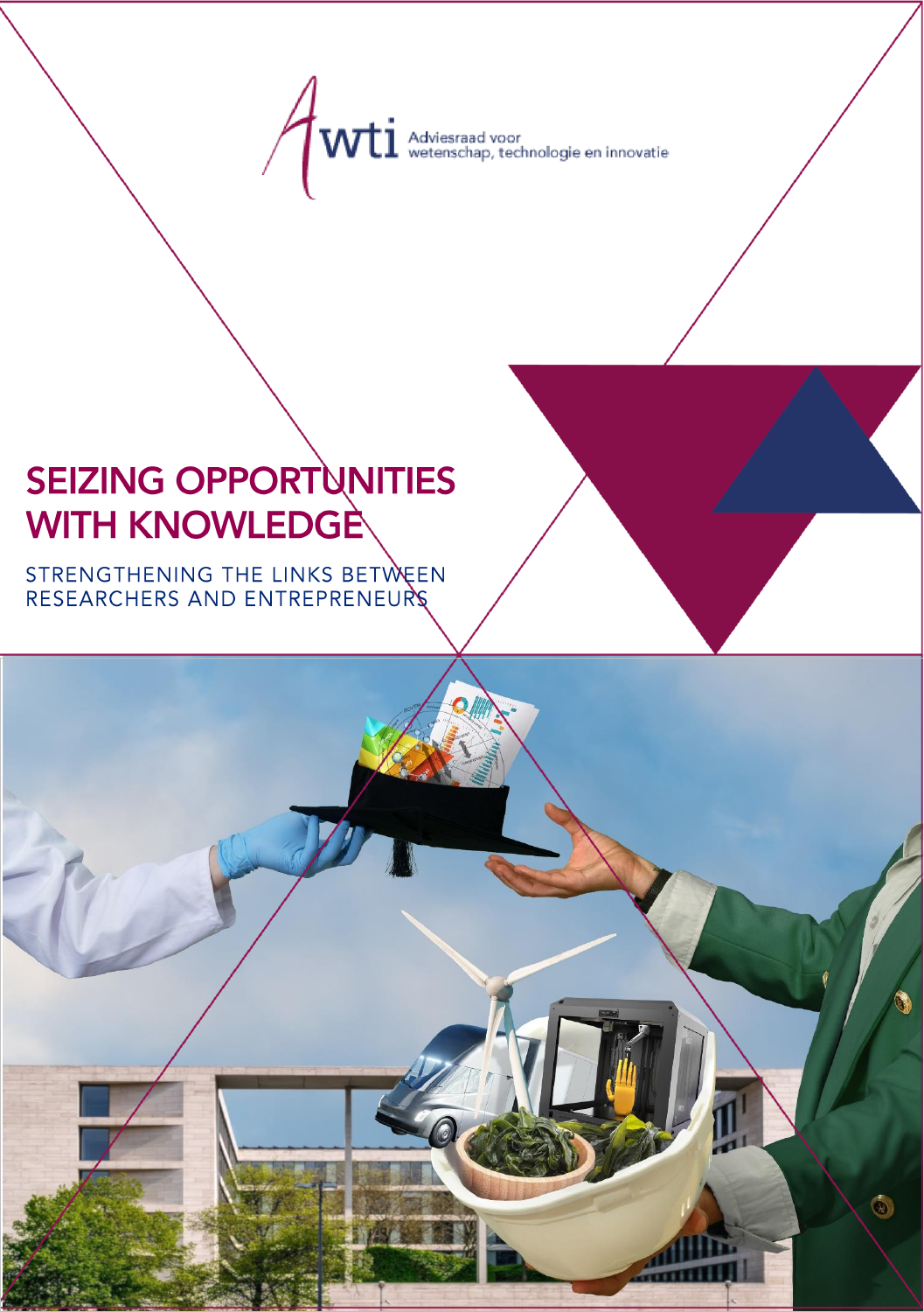AWTI Adviesraad voor wetenschap, technologie en innovatie

# SEIZING OPPORTUNITIES WITH KNOWLEDGE

## STRENGTHENING THE LINKS BETWEEN RESEARCHERS AND ENTREPRENEURS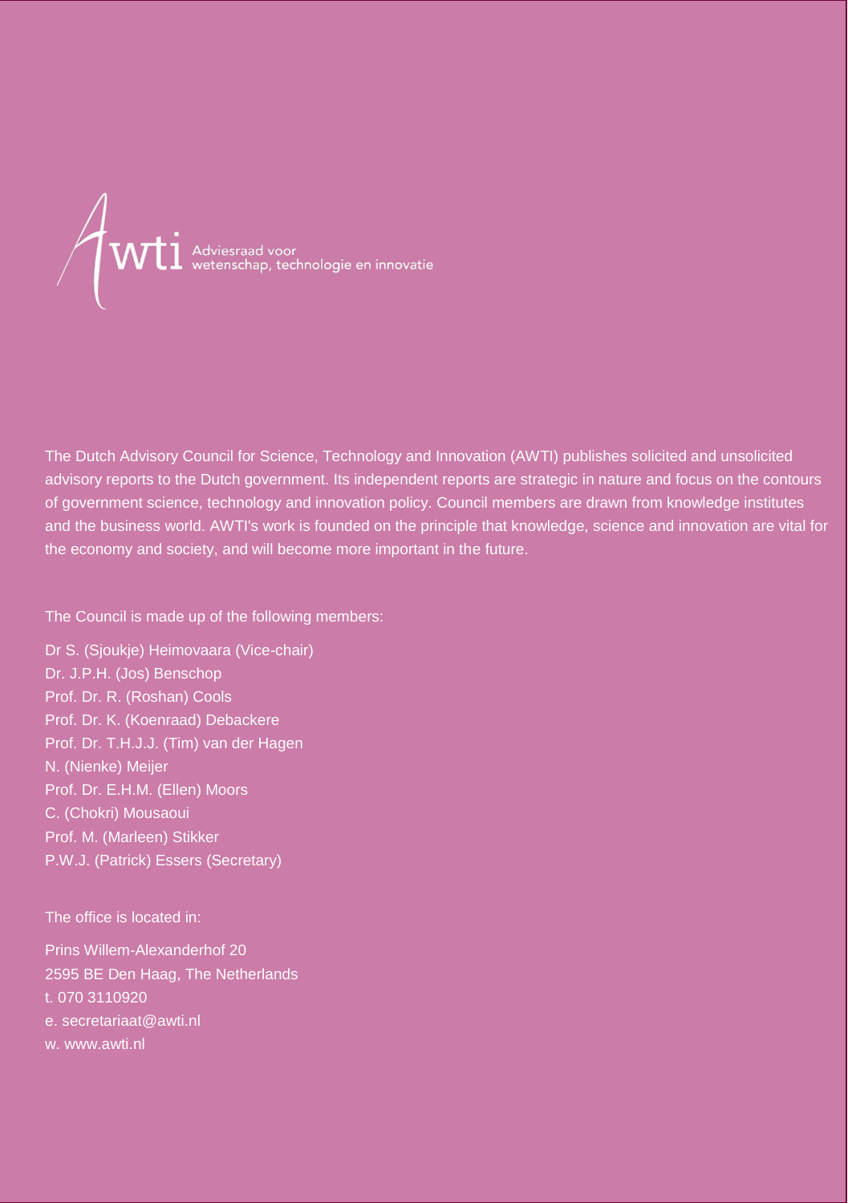awti Adviesraad voor wetenschap, technologie en innovatie

The Dutch Advisory Council for Science, Technology and Innovation (AWTI) publishes solicited and unsolicited advisory reports to the Dutch government. Its independent reports are strategic in nature and focus on the contours of government science, technology and innovation policy. Council members are drawn from knowledge institutes and the business world. AWTI's work is founded on the principle that knowledge, science and innovation are vital for the economy and society, and will become more important in the future.

The Council is made up of the following members:

Dr S. (Sjoukje) Heimovaara (Vice-chair)
Dr. J.P.H. (Jos) Benschop
Prof. Dr. R. (Roshan) Cools
Prof. Dr. K. (Koenraad) Debackere
Prof. Dr. T.H.J.J. (Tim) van der Hagen
N. (Nienke) Meijer
Prof. Dr. E.H.M. (Ellen) Moors
C. (Chokri) Mousaoui
Prof. M. (Marleen) Stikker
P.W.J. (Patrick) Essers (Secretary)

The office is located in:

Prins Willem-Alexanderhof 20
2595 BE Den Haag, The Netherlands
t. 070 3110920
e. secretariaat@awti.nl
w. www.awti.nl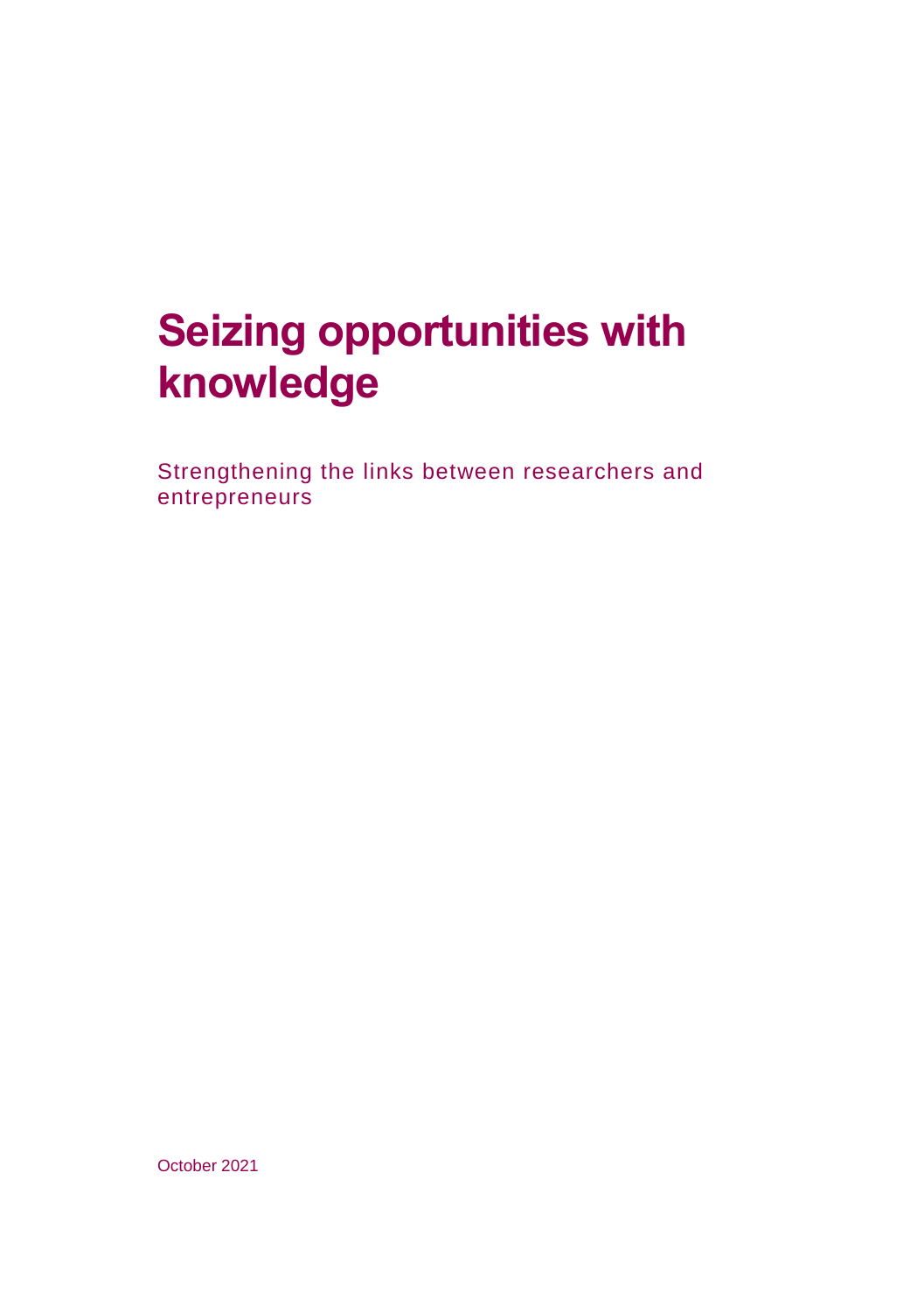# Seizing opportunities with knowledge

Strengthening the links between researchers and entrepreneurs

October 2021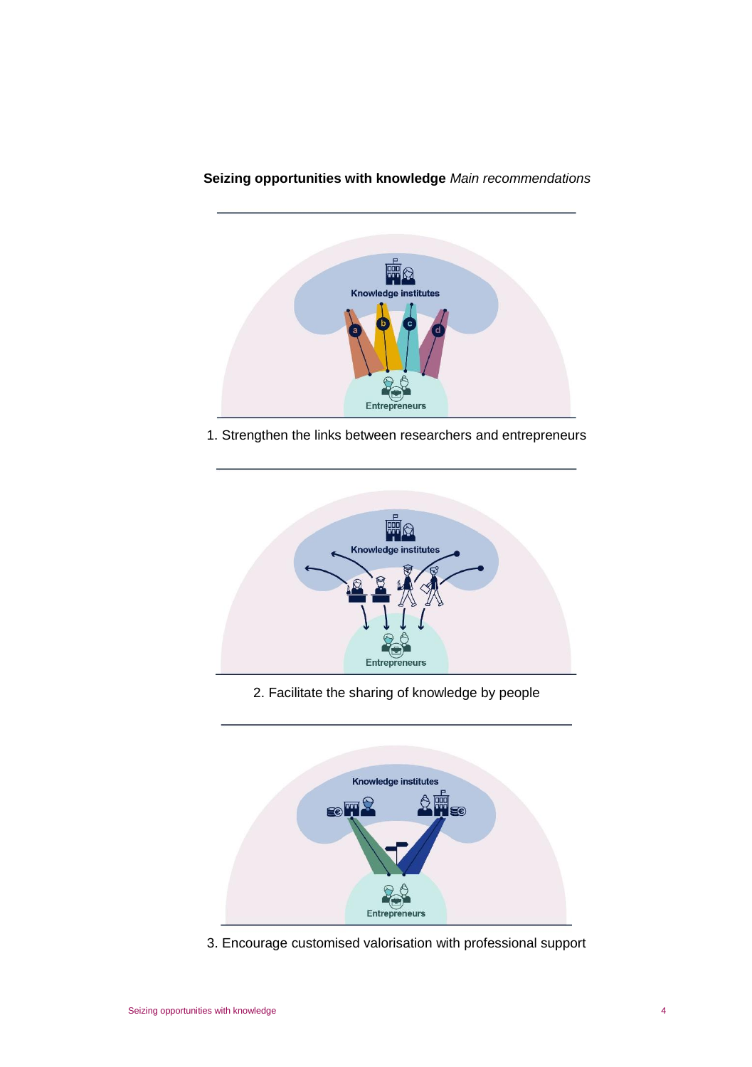**Seizing opportunities with knowledge** *Main recommendations*

1. Strengthen the links between researchers and entrepreneurs

2. Facilitate the sharing of knowledge by people

3. Encourage customised valorisation with professional support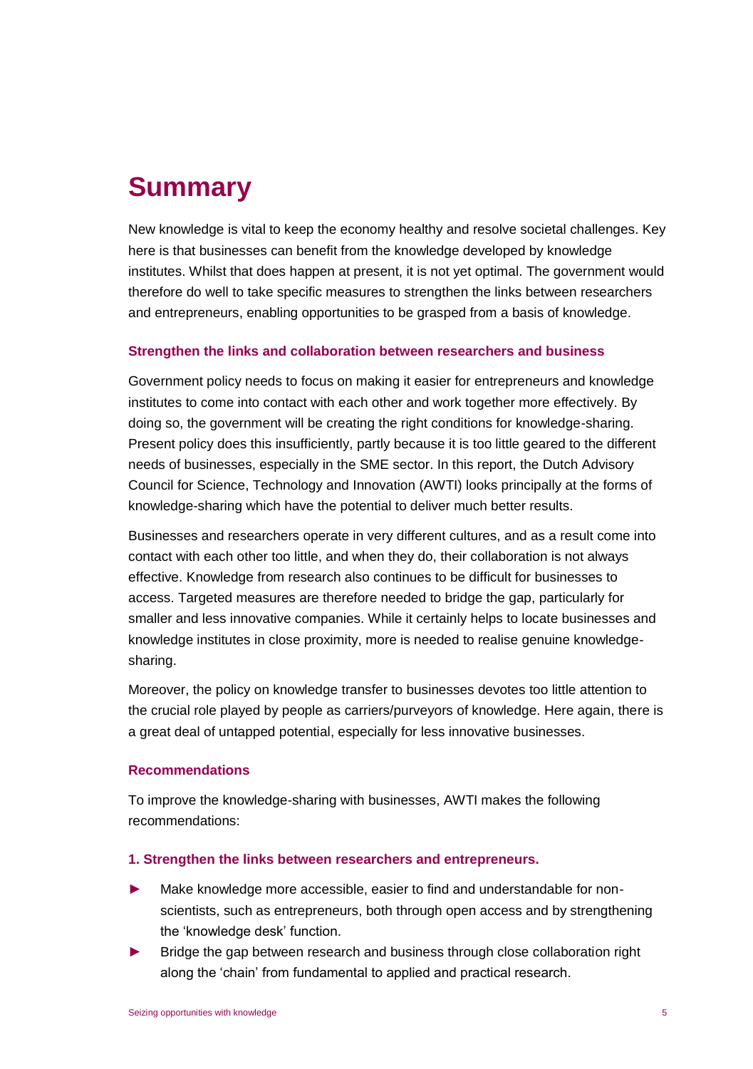# Summary

New knowledge is vital to keep the economy healthy and resolve societal challenges. Key here is that businesses can benefit from the knowledge developed by knowledge institutes. Whilst that does happen at present, it is not yet optimal. The government would therefore do well to take specific measures to strengthen the links between researchers and entrepreneurs, enabling opportunities to be grasped from a basis of knowledge.

### Strengthen the links and collaboration between researchers and business

Government policy needs to focus on making it easier for entrepreneurs and knowledge institutes to come into contact with each other and work together more effectively. By doing so, the government will be creating the right conditions for knowledge-sharing. Present policy does this insufficiently, partly because it is too little geared to the different needs of businesses, especially in the SME sector. In this report, the Dutch Advisory Council for Science, Technology and Innovation (AWTI) looks principally at the forms of knowledge-sharing which have the potential to deliver much better results.

Businesses and researchers operate in very different cultures, and as a result come into contact with each other too little, and when they do, their collaboration is not always effective. Knowledge from research also continues to be difficult for businesses to access. Targeted measures are therefore needed to bridge the gap, particularly for smaller and less innovative companies. While it certainly helps to locate businesses and knowledge institutes in close proximity, more is needed to realise genuine knowledge-sharing.

Moreover, the policy on knowledge transfer to businesses devotes too little attention to the crucial role played by people as carriers/purveyors of knowledge. Here again, there is a great deal of untapped potential, especially for less innovative businesses.

### Recommendations

To improve the knowledge-sharing with businesses, AWTI makes the following recommendations:

#### 1. Strengthen the links between researchers and entrepreneurs.

- Make knowledge more accessible, easier to find and understandable for non-scientists, such as entrepreneurs, both through open access and by strengthening the 'knowledge desk' function.
- Bridge the gap between research and business through close collaboration right along the 'chain' from fundamental to applied and practical research.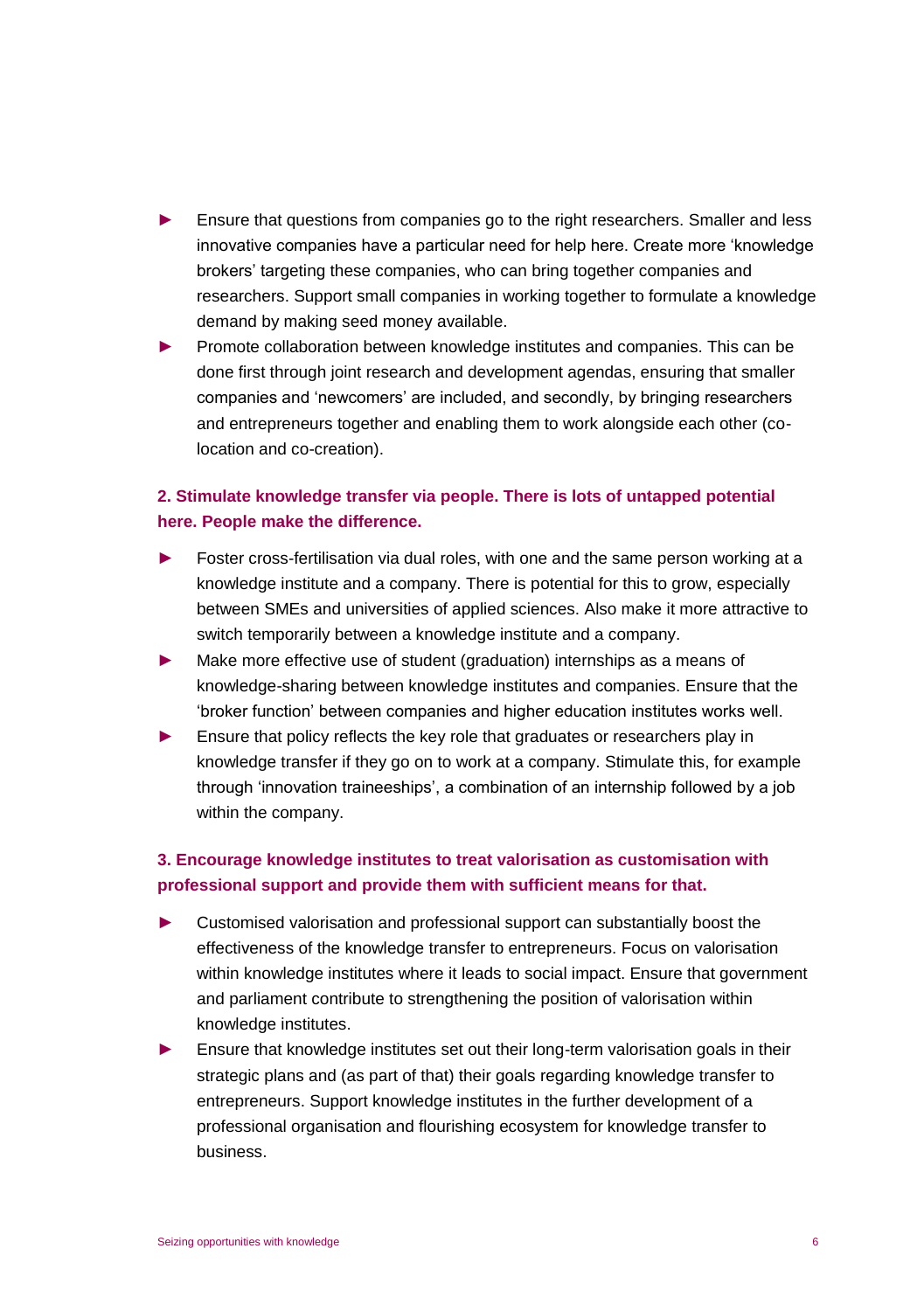- Ensure that questions from companies go to the right researchers. Smaller and less innovative companies have a particular need for help here. Create more 'knowledge brokers' targeting these companies, who can bring together companies and researchers. Support small companies in working together to formulate a knowledge demand by making seed money available.
- Promote collaboration between knowledge institutes and companies. This can be done first through joint research and development agendas, ensuring that smaller companies and 'newcomers' are included, and secondly, by bringing researchers and entrepreneurs together and enabling them to work alongside each other (co-location and co-creation).

### 2. Stimulate knowledge transfer via people. There is lots of untapped potential here. People make the difference.

- Foster cross-fertilisation via dual roles, with one and the same person working at a knowledge institute and a company. There is potential for this to grow, especially between SMEs and universities of applied sciences. Also make it more attractive to switch temporarily between a knowledge institute and a company.
- Make more effective use of student (graduation) internships as a means of knowledge-sharing between knowledge institutes and companies. Ensure that the 'broker function' between companies and higher education institutes works well.
- Ensure that policy reflects the key role that graduates or researchers play in knowledge transfer if they go on to work at a company. Stimulate this, for example through 'innovation traineeships', a combination of an internship followed by a job within the company.

### 3. Encourage knowledge institutes to treat valorisation as customisation with professional support and provide them with sufficient means for that.

- Customised valorisation and professional support can substantially boost the effectiveness of the knowledge transfer to entrepreneurs. Focus on valorisation within knowledge institutes where it leads to social impact. Ensure that government and parliament contribute to strengthening the position of valorisation within knowledge institutes.
- Ensure that knowledge institutes set out their long-term valorisation goals in their strategic plans and (as part of that) their goals regarding knowledge transfer to entrepreneurs. Support knowledge institutes in the further development of a professional organisation and flourishing ecosystem for knowledge transfer to business.